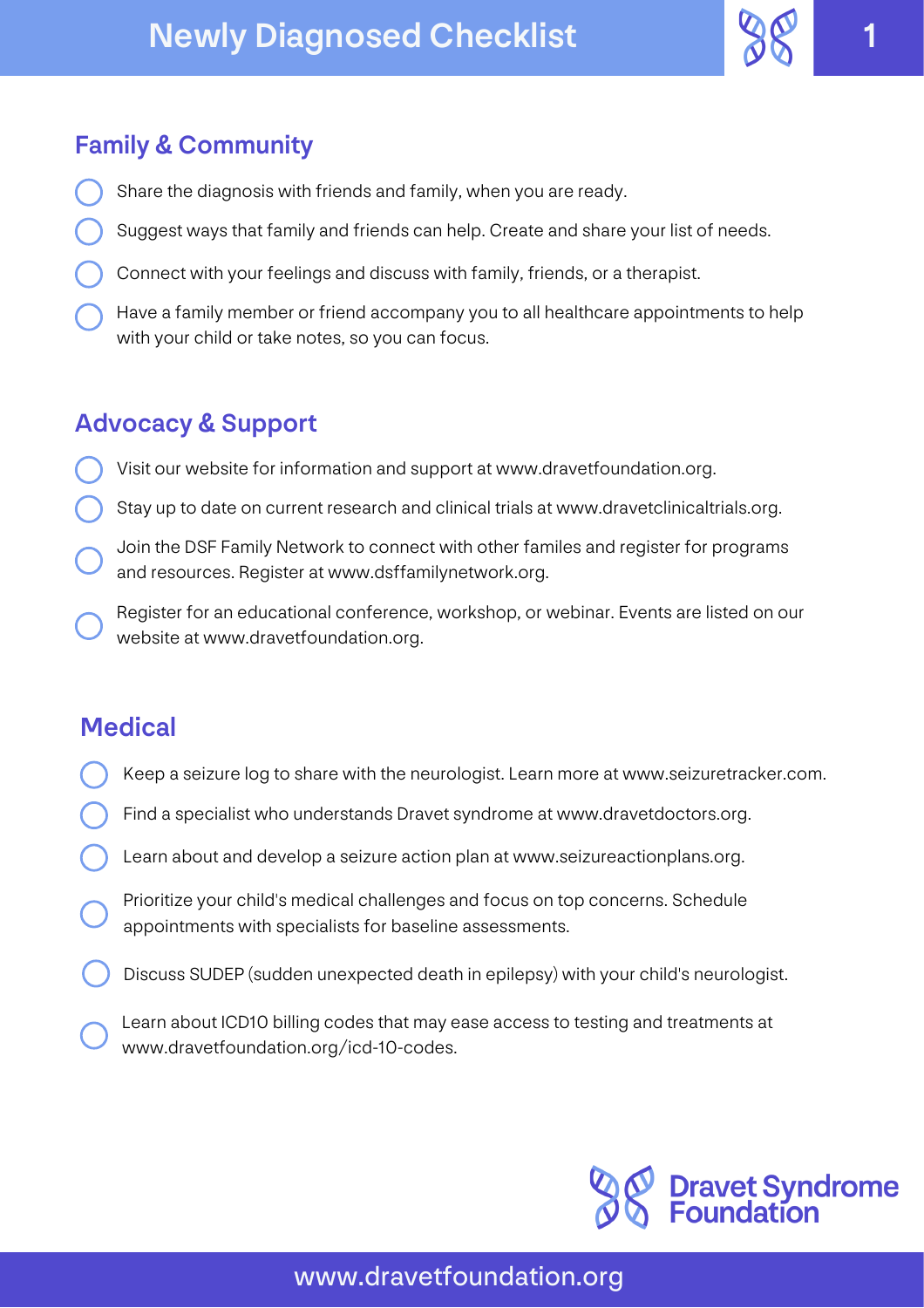# Newly Diagnosed Checklist

## Family & Community

- [ ] Share the diagnosis with friends and family, when you are ready.
- [ ] Suggest ways that family and friends can help. Create and share your list of needs.
- [ ] Connect with your feelings and discuss with family, friends, or a therapist.
- [ ] Have a family member or friend accompany you to all healthcare appointments to help with your child or take notes, so you can focus.

## Advocacy & Support

- [ ] Visit our website for information and support at www.dravetfoundation.org.
- [ ] Stay up to date on current research and clinical trials at www.dravetclinicaltrials.org.
- [ ] Join the DSF Family Network to connect with other familes and register for programs and resources. Register at www.dsffamilynetwork.org.
- [ ] Register for an educational conference, workshop, or webinar. Events are listed on our website at www.dravetfoundation.org.

## Medical

- [ ] Keep a seizure log to share with the neurologist. Learn more at www.seizuretracker.com.
- [ ] Find a specialist who understands Dravet syndrome at www.dravetdoctors.org.
- [ ] Learn about and develop a seizure action plan at www.seizureactionplans.org.
- [ ] Prioritize your child's medical challenges and focus on top concerns. Schedule appointments with specialists for baseline assessments.
- [ ] Discuss SUDEP (sudden unexpected death in epilepsy) with your child's neurologist.
- [ ] Learn about ICD10 billing codes that may ease access to testing and treatments at www.dravetfoundation.org/icd-10-codes.

Dravet Syndrome Foundation

www.dravetfoundation.org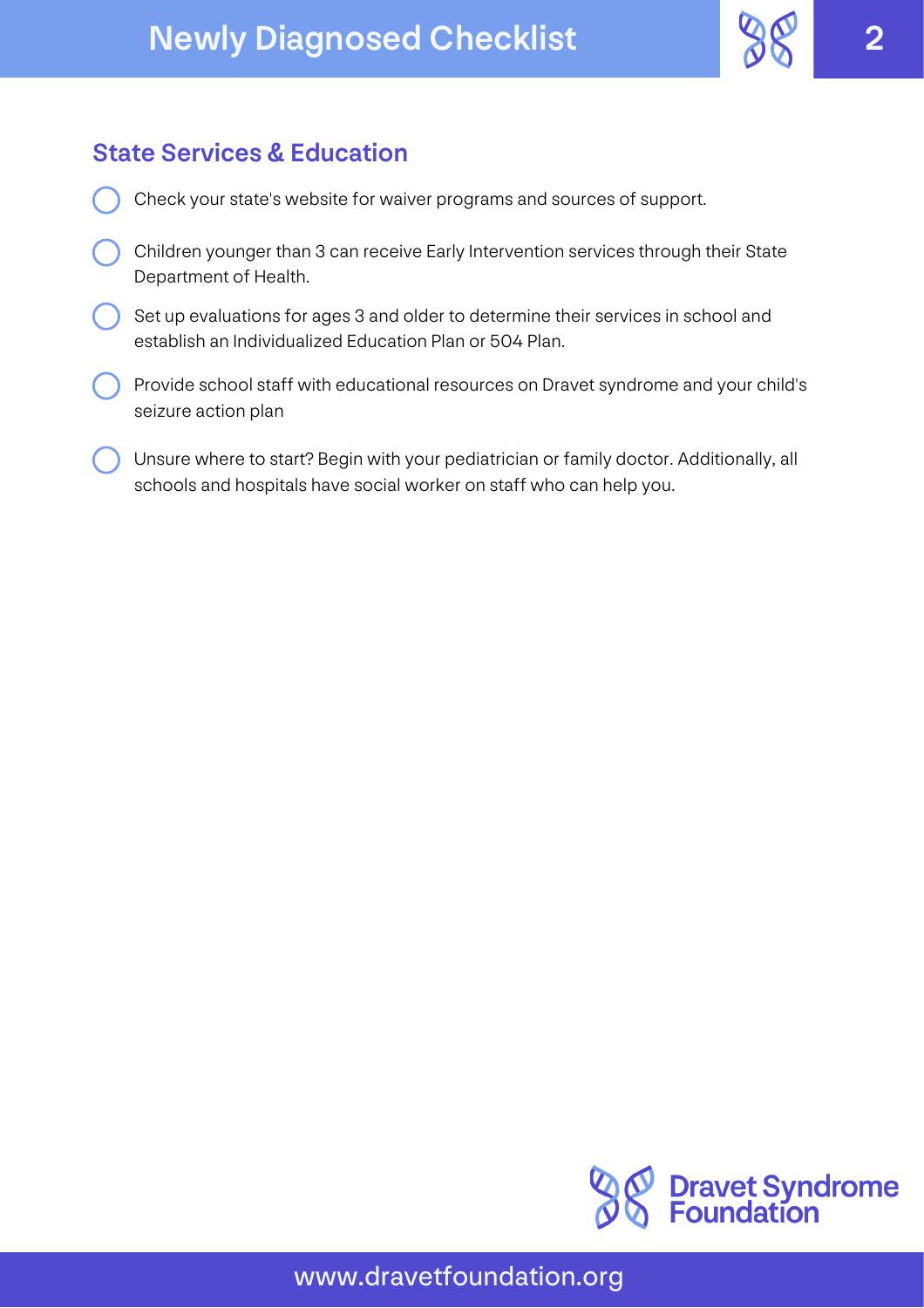## State Services & Education

- [ ] Check your state's website for waiver programs and sources of support.
- [ ] Children younger than 3 can receive Early Intervention services through their State Department of Health.
- [ ] Set up evaluations for ages 3 and older to determine their services in school and establish an Individualized Education Plan or 504 Plan.
- [ ] Provide school staff with educational resources on Dravet syndrome and your child's seizure action plan
- [ ] Unsure where to start? Begin with your pediatrician or family doctor. Additionally, all schools and hospitals have social worker on staff who can help you.